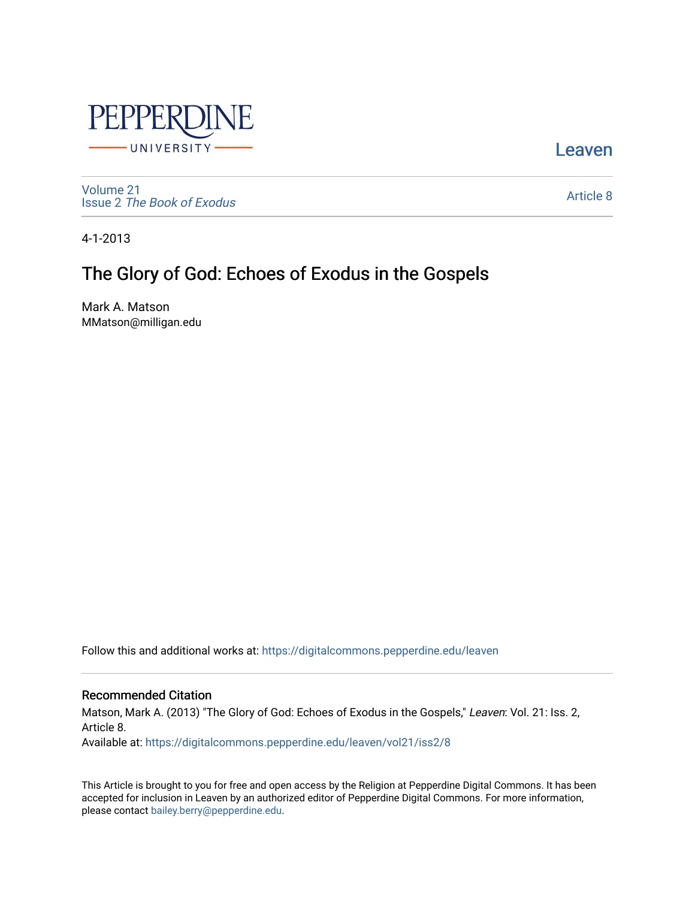Leaven

Volume 21
Issue 2 *The Book of Exodus*

Article 8

4-1-2013

# The Glory of God: Echoes of Exodus in the Gospels

Mark A. Matson
MMatson@milligan.edu

Follow this and additional works at: https://digitalcommons.pepperdine.edu/leaven

## Recommended Citation

Matson, Mark A. (2013) "The Glory of God: Echoes of Exodus in the Gospels," *Leaven*: Vol. 21: Iss. 2, Article 8.
Available at: https://digitalcommons.pepperdine.edu/leaven/vol21/iss2/8

This Article is brought to you for free and open access by the Religion at Pepperdine Digital Commons. It has been accepted for inclusion in Leaven by an authorized editor of Pepperdine Digital Commons. For more information, please contact bailey.berry@pepperdine.edu.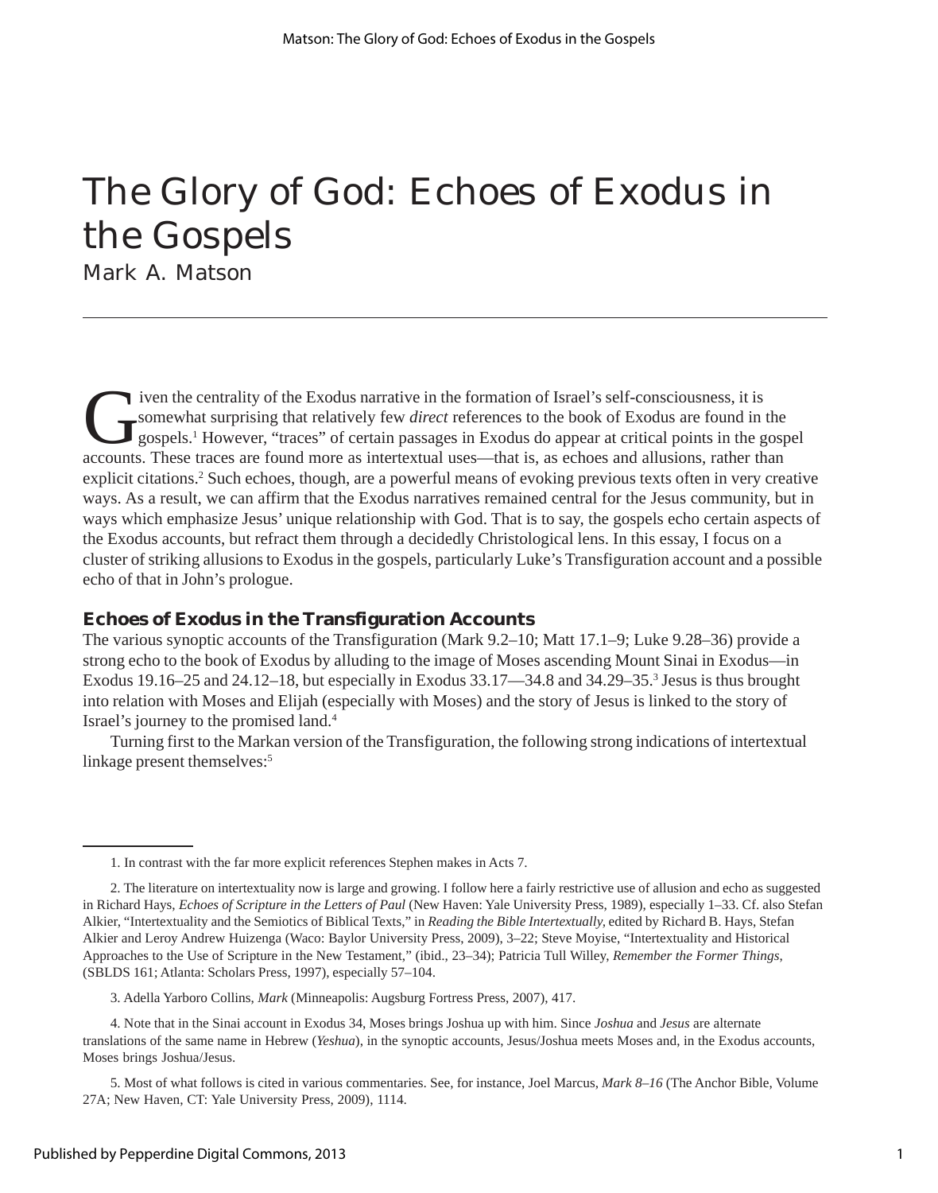# The Glory of God: Echoes of Exodus in the Gospels

Mark A. Matson

Given the centrality of the Exodus narrative in the formation of Israel's self-consciousness, it is somewhat surprising that relatively few *direct* references to the book of Exodus are found in the gospels.[1] However, "traces" of certain passages in Exodus do appear at critical points in the gospel accounts. These traces are found more as intertextual uses—that is, as echoes and allusions, rather than explicit citations.[2] Such echoes, though, are a powerful means of evoking previous texts often in very creative ways. As a result, we can affirm that the Exodus narratives remained central for the Jesus community, but in ways which emphasize Jesus' unique relationship with God. That is to say, the gospels echo certain aspects of the Exodus accounts, but refract them through a decidedly Christological lens. In this essay, I focus on a cluster of striking allusions to Exodus in the gospels, particularly Luke's Transfiguration account and a possible echo of that in John's prologue.

## Echoes of Exodus in the Transfiguration Accounts

The various synoptic accounts of the Transfiguration (Mark 9.2–10; Matt 17.1–9; Luke 9.28–36) provide a strong echo to the book of Exodus by alluding to the image of Moses ascending Mount Sinai in Exodus—in Exodus 19.16–25 and 24.12–18, but especially in Exodus 33.17—34.8 and 34.29–35.[3] Jesus is thus brought into relation with Moses and Elijah (especially with Moses) and the story of Jesus is linked to the story of Israel's journey to the promised land.[4]

Turning first to the Markan version of the Transfiguration, the following strong indications of intertextual linkage present themselves:[5]

---

1. In contrast with the far more explicit references Stephen makes in Acts 7.

2. The literature on intertextuality now is large and growing. I follow here a fairly restrictive use of allusion and echo as suggested in Richard Hays, *Echoes of Scripture in the Letters of Paul* (New Haven: Yale University Press, 1989), especially 1–33. Cf. also Stefan Alkier, "Intertextuality and the Semiotics of Biblical Texts," in *Reading the Bible Intertextually*, edited by Richard B. Hays, Stefan Alkier and Leroy Andrew Huizenga (Waco: Baylor University Press, 2009), 3–22; Steve Moyise, "Intertextuality and Historical Approaches to the Use of Scripture in the New Testament," (ibid., 23–34); Patricia Tull Willey, *Remember the Former Things*, (SBLDS 161; Atlanta: Scholars Press, 1997), especially 57–104.

3. Adella Yarboro Collins, *Mark* (Minneapolis: Augsburg Fortress Press, 2007), 417.

4. Note that in the Sinai account in Exodus 34, Moses brings Joshua up with him. Since *Joshua* and *Jesus* are alternate translations of the same name in Hebrew (*Yeshua*), in the synoptic accounts, Jesus/Joshua meets Moses and, in the Exodus accounts, Moses brings Joshua/Jesus.

5. Most of what follows is cited in various commentaries. See, for instance, Joel Marcus, *Mark 8–16* (The Anchor Bible, Volume 27A; New Haven, CT: Yale University Press, 2009), 1114.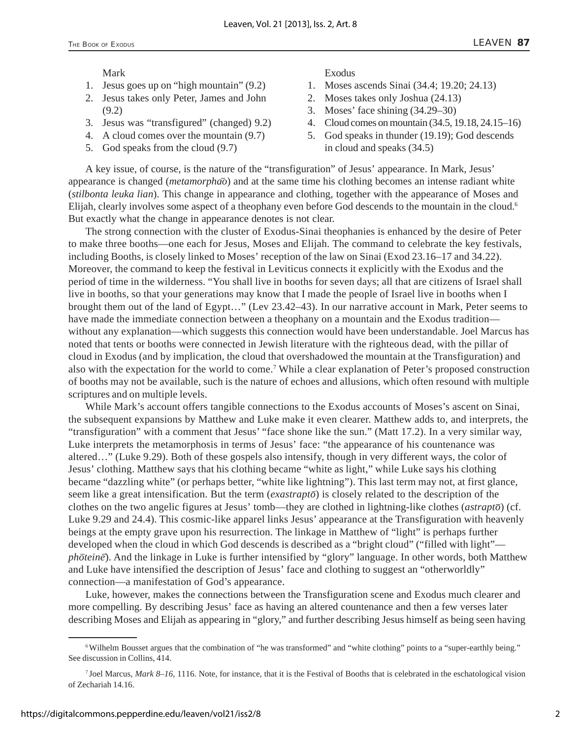Mark

1. Jesus goes up on "high mountain" (9.2)
2. Jesus takes only Peter, James and John (9.2)
3. Jesus was "transfigured" (changed) 9.2)
4. A cloud comes over the mountain (9.7)
5. God speaks from the cloud (9.7)

Exodus

1. Moses ascends Sinai (34.4; 19.20; 24.13)
2. Moses takes only Joshua (24.13)
3. Moses' face shining (34.29–30)
4. Cloud comes on mountain (34.5, 19.18, 24.15–16)
5. God speaks in thunder (19.19); God descends in cloud and speaks (34.5)

A key issue, of course, is the nature of the "transfiguration" of Jesus' appearance. In Mark, Jesus' appearance is changed (*metamorphaō*) and at the same time his clothing becomes an intense radiant white (*stilbonta leuka lian*). This change in appearance and clothing, together with the appearance of Moses and Elijah, clearly involves some aspect of a theophany even before God descends to the mountain in the cloud.[6] But exactly what the change in appearance denotes is not clear.

The strong connection with the cluster of Exodus-Sinai theophanies is enhanced by the desire of Peter to make three booths—one each for Jesus, Moses and Elijah. The command to celebrate the key festivals, including Booths, is closely linked to Moses' reception of the law on Sinai (Exod 23.16–17 and 34.22). Moreover, the command to keep the festival in Leviticus connects it explicitly with the Exodus and the period of time in the wilderness. "You shall live in booths for seven days; all that are citizens of Israel shall live in booths, so that your generations may know that I made the people of Israel live in booths when I brought them out of the land of Egypt…" (Lev 23.42–43). In our narrative account in Mark, Peter seems to have made the immediate connection between a theophany on a mountain and the Exodus tradition—without any explanation—which suggests this connection would have been understandable. Joel Marcus has noted that tents or booths were connected in Jewish literature with the righteous dead, with the pillar of cloud in Exodus (and by implication, the cloud that overshadowed the mountain at the Transfiguration) and also with the expectation for the world to come.[7] While a clear explanation of Peter's proposed construction of booths may not be available, such is the nature of echoes and allusions, which often resound with multiple scriptures and on multiple levels.

While Mark's account offers tangible connections to the Exodus accounts of Moses's ascent on Sinai, the subsequent expansions by Matthew and Luke make it even clearer. Matthew adds to, and interprets, the "transfiguration" with a comment that Jesus' "face shone like the sun." (Matt 17.2). In a very similar way, Luke interprets the metamorphosis in terms of Jesus' face: "the appearance of his countenance was altered…" (Luke 9.29). Both of these gospels also intensify, though in very different ways, the color of Jesus' clothing. Matthew says that his clothing became "white as light," while Luke says his clothing became "dazzling white" (or perhaps better, "white like lightning"). This last term may not, at first glance, seem like a great intensification. But the term (*exastraptō*) is closely related to the description of the clothes on the two angelic figures at Jesus' tomb—they are clothed in lightning-like clothes (*astraptō*) (cf. Luke 9.29 and 24.4). This cosmic-like apparel links Jesus' appearance at the Transfiguration with heavenly beings at the empty grave upon his resurrection. The linkage in Matthew of "light" is perhaps further developed when the cloud in which God descends is described as a "bright cloud" ("filled with light"—*phōteinē*). And the linkage in Luke is further intensified by "glory" language. In other words, both Matthew and Luke have intensified the description of Jesus' face and clothing to suggest an "otherworldly" connection—a manifestation of God's appearance.

Luke, however, makes the connections between the Transfiguration scene and Exodus much clearer and more compelling. By describing Jesus' face as having an altered countenance and then a few verses later describing Moses and Elijah as appearing in "glory," and further describing Jesus himself as being seen having

---

[6] Wilhelm Bousset argues that the combination of "he was transformed" and "white clothing" points to a "super-earthly being." See discussion in Collins, 414.

[7] Joel Marcus, *Mark 8–16*, 1116. Note, for instance, that it is the Festival of Booths that is celebrated in the eschatological vision of Zechariah 14.16.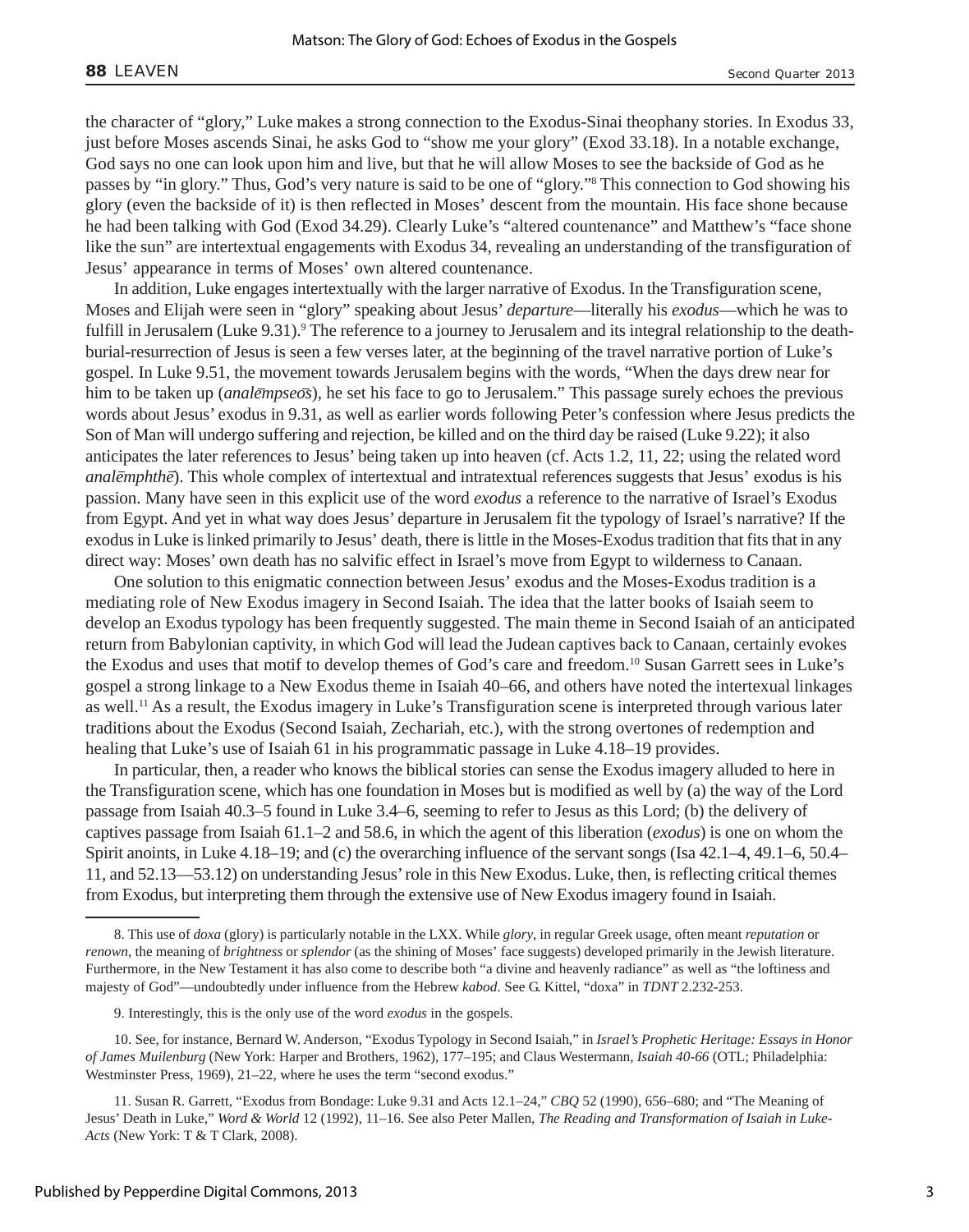the character of "glory," Luke makes a strong connection to the Exodus-Sinai theophany stories. In Exodus 33, just before Moses ascends Sinai, he asks God to "show me your glory" (Exod 33.18). In a notable exchange, God says no one can look upon him and live, but that he will allow Moses to see the backside of God as he passes by "in glory." Thus, God's very nature is said to be one of "glory."[8] This connection to God showing his glory (even the backside of it) is then reflected in Moses' descent from the mountain. His face shone because he had been talking with God (Exod 34.29). Clearly Luke's "altered countenance" and Matthew's "face shone like the sun" are intertextual engagements with Exodus 34, revealing an understanding of the transfiguration of Jesus' appearance in terms of Moses' own altered countenance.

In addition, Luke engages intertextually with the larger narrative of Exodus. In the Transfiguration scene, Moses and Elijah were seen in "glory" speaking about Jesus' *departure*—literally his *exodus*—which he was to fulfill in Jerusalem (Luke 9.31).[9] The reference to a journey to Jerusalem and its integral relationship to the death-burial-resurrection of Jesus is seen a few verses later, at the beginning of the travel narrative portion of Luke's gospel. In Luke 9.51, the movement towards Jerusalem begins with the words, "When the days drew near for him to be taken up (*analēmpseōs*), he set his face to go to Jerusalem." This passage surely echoes the previous words about Jesus' exodus in 9.31, as well as earlier words following Peter's confession where Jesus predicts the Son of Man will undergo suffering and rejection, be killed and on the third day be raised (Luke 9.22); it also anticipates the later references to Jesus' being taken up into heaven (cf. Acts 1.2, 11, 22; using the related word *analēmphthē*). This whole complex of intertextual and intratextual references suggests that Jesus' exodus is his passion. Many have seen in this explicit use of the word *exodus* a reference to the narrative of Israel's Exodus from Egypt. And yet in what way does Jesus' departure in Jerusalem fit the typology of Israel's narrative? If the exodus in Luke is linked primarily to Jesus' death, there is little in the Moses-Exodus tradition that fits that in any direct way: Moses' own death has no salvific effect in Israel's move from Egypt to wilderness to Canaan.

One solution to this enigmatic connection between Jesus' exodus and the Moses-Exodus tradition is a mediating role of New Exodus imagery in Second Isaiah. The idea that the latter books of Isaiah seem to develop an Exodus typology has been frequently suggested. The main theme in Second Isaiah of an anticipated return from Babylonian captivity, in which God will lead the Judean captives back to Canaan, certainly evokes the Exodus and uses that motif to develop themes of God's care and freedom.[10] Susan Garrett sees in Luke's gospel a strong linkage to a New Exodus theme in Isaiah 40–66, and others have noted the intertexual linkages as well.[11] As a result, the Exodus imagery in Luke's Transfiguration scene is interpreted through various later traditions about the Exodus (Second Isaiah, Zechariah, etc.), with the strong overtones of redemption and healing that Luke's use of Isaiah 61 in his programmatic passage in Luke 4.18–19 provides.

In particular, then, a reader who knows the biblical stories can sense the Exodus imagery alluded to here in the Transfiguration scene, which has one foundation in Moses but is modified as well by (a) the way of the Lord passage from Isaiah 40.3–5 found in Luke 3.4–6, seeming to refer to Jesus as this Lord; (b) the delivery of captives passage from Isaiah 61.1–2 and 58.6, in which the agent of this liberation (*exodus*) is one on whom the Spirit anoints, in Luke 4.18–19; and (c) the overarching influence of the servant songs (Isa 42.1–4, 49.1–6, 50.4–11, and 52.13—53.12) on understanding Jesus' role in this New Exodus. Luke, then, is reflecting critical themes from Exodus, but interpreting them through the extensive use of New Exodus imagery found in Isaiah.

---

8. This use of *doxa* (glory) is particularly notable in the LXX. While *glory*, in regular Greek usage, often meant *reputation* or *renown*, the meaning of *brightness* or *splendor* (as the shining of Moses' face suggests) developed primarily in the Jewish literature. Furthermore, in the New Testament it has also come to describe both "a divine and heavenly radiance" as well as "the loftiness and majesty of God"—undoubtedly under influence from the Hebrew *kabod*. See G. Kittel, "doxa" in *TDNT* 2.232-253.

9. Interestingly, this is the only use of the word *exodus* in the gospels.

10. See, for instance, Bernard W. Anderson, "Exodus Typology in Second Isaiah," in *Israel's Prophetic Heritage: Essays in Honor of James Muilenburg* (New York: Harper and Brothers, 1962), 177–195; and Claus Westermann, *Isaiah 40-66* (OTL; Philadelphia: Westminster Press, 1969), 21–22, where he uses the term "second exodus."

11. Susan R. Garrett, "Exodus from Bondage: Luke 9.31 and Acts 12.1–24," *CBQ* 52 (1990), 656–680; and "The Meaning of Jesus' Death in Luke," *Word & World* 12 (1992), 11–16. See also Peter Mallen, *The Reading and Transformation of Isaiah in Luke-Acts* (New York: T & T Clark, 2008).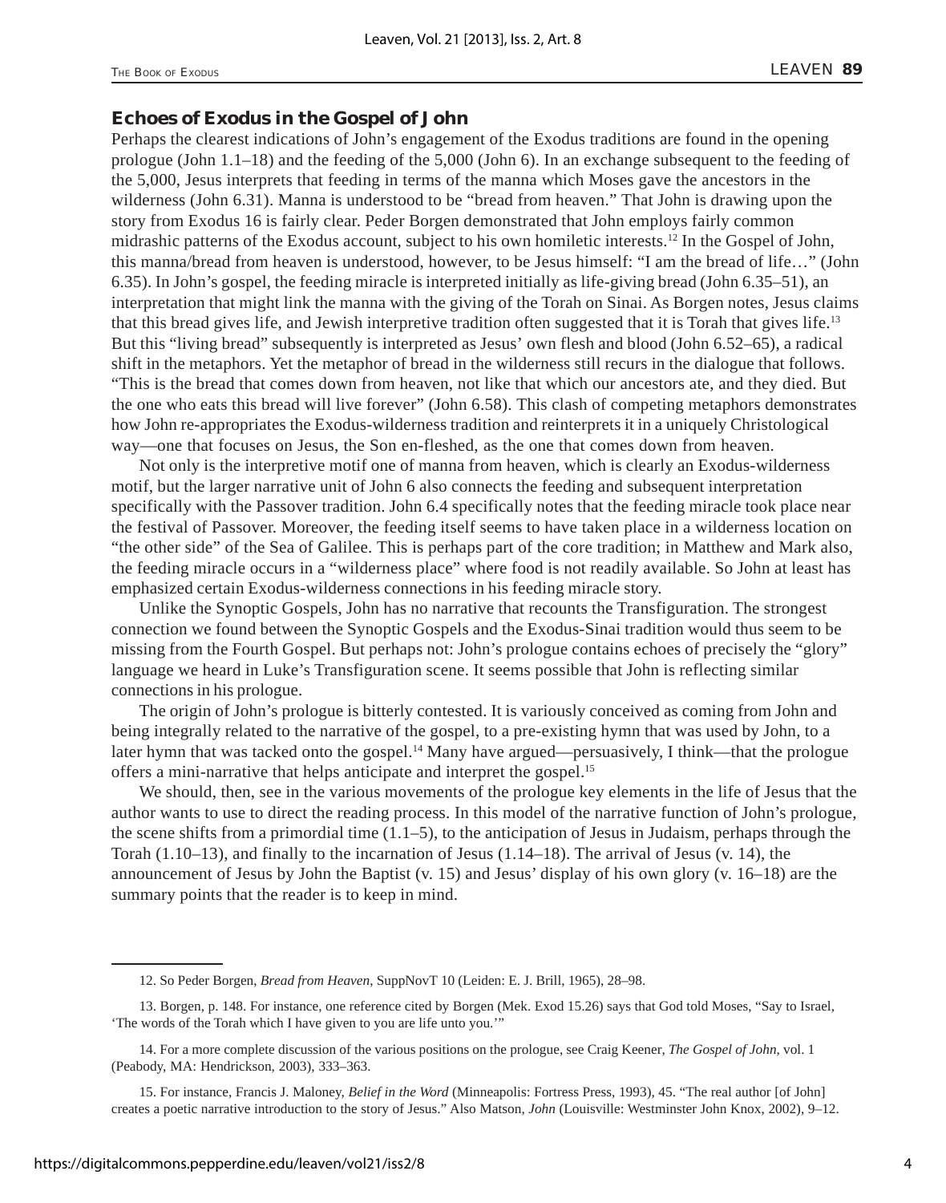### Echoes of Exodus in the Gospel of John

Perhaps the clearest indications of John's engagement of the Exodus traditions are found in the opening prologue (John 1.1–18) and the feeding of the 5,000 (John 6). In an exchange subsequent to the feeding of the 5,000, Jesus interprets that feeding in terms of the manna which Moses gave the ancestors in the wilderness (John 6.31). Manna is understood to be "bread from heaven." That John is drawing upon the story from Exodus 16 is fairly clear. Peder Borgen demonstrated that John employs fairly common midrashic patterns of the Exodus account, subject to his own homiletic interests.[12] In the Gospel of John, this manna/bread from heaven is understood, however, to be Jesus himself: "I am the bread of life…" (John 6.35). In John's gospel, the feeding miracle is interpreted initially as life-giving bread (John 6.35–51), an interpretation that might link the manna with the giving of the Torah on Sinai. As Borgen notes, Jesus claims that this bread gives life, and Jewish interpretive tradition often suggested that it is Torah that gives life.[13] But this "living bread" subsequently is interpreted as Jesus' own flesh and blood (John 6.52–65), a radical shift in the metaphors. Yet the metaphor of bread in the wilderness still recurs in the dialogue that follows. "This is the bread that comes down from heaven, not like that which our ancestors ate, and they died. But the one who eats this bread will live forever" (John 6.58). This clash of competing metaphors demonstrates how John re-appropriates the Exodus-wilderness tradition and reinterprets it in a uniquely Christological way—one that focuses on Jesus, the Son en-fleshed, as the one that comes down from heaven.

Not only is the interpretive motif one of manna from heaven, which is clearly an Exodus-wilderness motif, but the larger narrative unit of John 6 also connects the feeding and subsequent interpretation specifically with the Passover tradition. John 6.4 specifically notes that the feeding miracle took place near the festival of Passover. Moreover, the feeding itself seems to have taken place in a wilderness location on "the other side" of the Sea of Galilee. This is perhaps part of the core tradition; in Matthew and Mark also, the feeding miracle occurs in a "wilderness place" where food is not readily available. So John at least has emphasized certain Exodus-wilderness connections in his feeding miracle story.

Unlike the Synoptic Gospels, John has no narrative that recounts the Transfiguration. The strongest connection we found between the Synoptic Gospels and the Exodus-Sinai tradition would thus seem to be missing from the Fourth Gospel. But perhaps not: John's prologue contains echoes of precisely the "glory" language we heard in Luke's Transfiguration scene. It seems possible that John is reflecting similar connections in his prologue.

The origin of John's prologue is bitterly contested. It is variously conceived as coming from John and being integrally related to the narrative of the gospel, to a pre-existing hymn that was used by John, to a later hymn that was tacked onto the gospel.[14] Many have argued—persuasively, I think—that the prologue offers a mini-narrative that helps anticipate and interpret the gospel.[15]

We should, then, see in the various movements of the prologue key elements in the life of Jesus that the author wants to use to direct the reading process. In this model of the narrative function of John's prologue, the scene shifts from a primordial time (1.1–5), to the anticipation of Jesus in Judaism, perhaps through the Torah (1.10–13), and finally to the incarnation of Jesus (1.14–18). The arrival of Jesus (v. 14), the announcement of Jesus by John the Baptist (v. 15) and Jesus' display of his own glory (v. 16–18) are the summary points that the reader is to keep in mind.

---

12. So Peder Borgen, *Bread from Heaven*, SuppNovT 10 (Leiden: E. J. Brill, 1965), 28–98.

13. Borgen, p. 148. For instance, one reference cited by Borgen (Mek. Exod 15.26) says that God told Moses, "Say to Israel, 'The words of the Torah which I have given to you are life unto you.'"

14. For a more complete discussion of the various positions on the prologue, see Craig Keener, *The Gospel of John*, vol. 1 (Peabody, MA: Hendrickson, 2003), 333–363.

15. For instance, Francis J. Maloney, *Belief in the Word* (Minneapolis: Fortress Press, 1993), 45. "The real author [of John] creates a poetic narrative introduction to the story of Jesus." Also Matson, *John* (Louisville: Westminster John Knox, 2002), 9–12.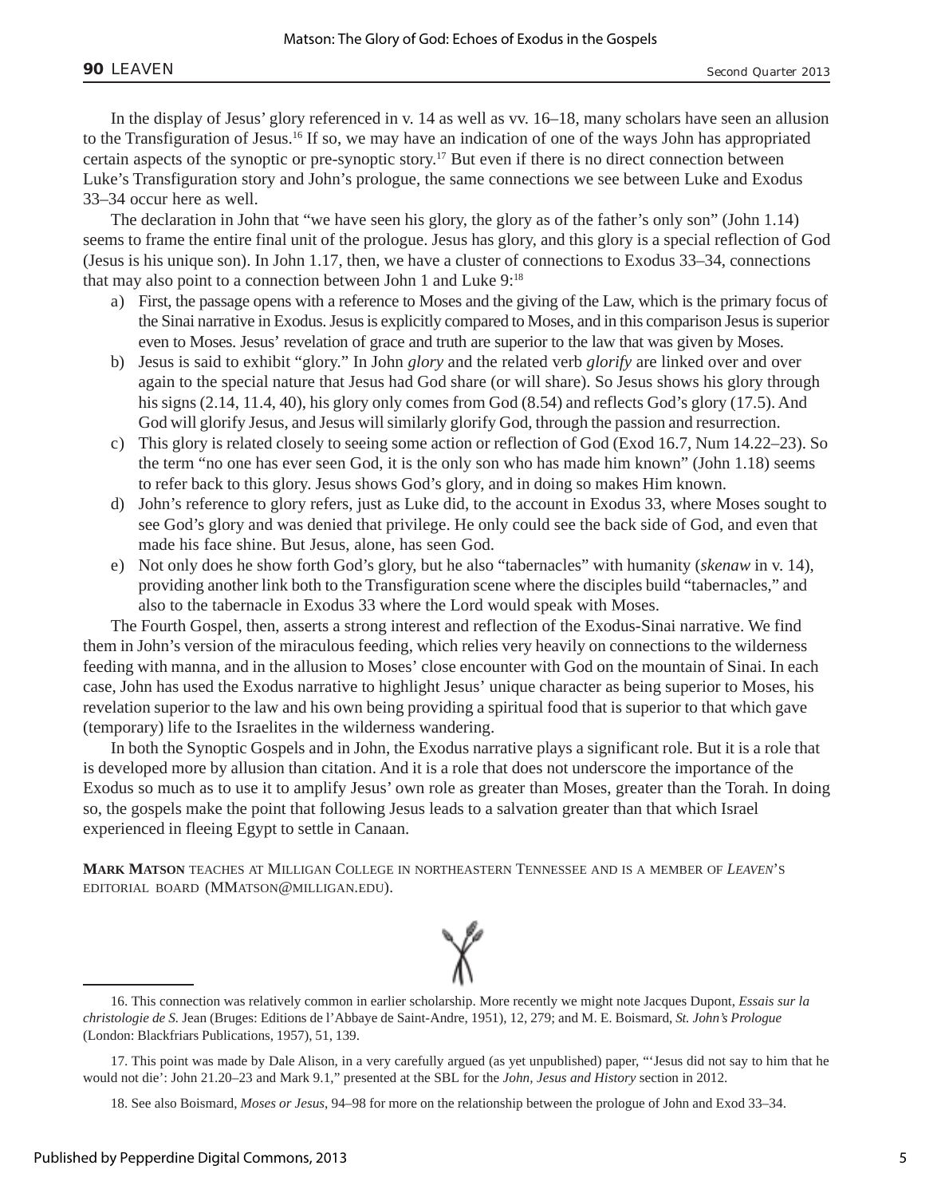In the display of Jesus' glory referenced in v. 14 as well as vv. 16–18, many scholars have seen an allusion to the Transfiguration of Jesus.[16] If so, we may have an indication of one of the ways John has appropriated certain aspects of the synoptic or pre-synoptic story.[17] But even if there is no direct connection between Luke's Transfiguration story and John's prologue, the same connections we see between Luke and Exodus 33–34 occur here as well.

The declaration in John that "we have seen his glory, the glory as of the father's only son" (John 1.14) seems to frame the entire final unit of the prologue. Jesus has glory, and this glory is a special reflection of God (Jesus is his unique son). In John 1.17, then, we have a cluster of connections to Exodus 33–34, connections that may also point to a connection between John 1 and Luke 9:[18]

a) First, the passage opens with a reference to Moses and the giving of the Law, which is the primary focus of the Sinai narrative in Exodus. Jesus is explicitly compared to Moses, and in this comparison Jesus is superior even to Moses. Jesus' revelation of grace and truth are superior to the law that was given by Moses.
b) Jesus is said to exhibit "glory." In John *glory* and the related verb *glorify* are linked over and over again to the special nature that Jesus had God share (or will share). So Jesus shows his glory through his signs (2.14, 11.4, 40), his glory only comes from God (8.54) and reflects God's glory (17.5). And God will glorify Jesus, and Jesus will similarly glorify God, through the passion and resurrection.
c) This glory is related closely to seeing some action or reflection of God (Exod 16.7, Num 14.22–23). So the term "no one has ever seen God, it is the only son who has made him known" (John 1.18) seems to refer back to this glory. Jesus shows God's glory, and in doing so makes Him known.
d) John's reference to glory refers, just as Luke did, to the account in Exodus 33, where Moses sought to see God's glory and was denied that privilege. He only could see the back side of God, and even that made his face shine. But Jesus, alone, has seen God.
e) Not only does he show forth God's glory, but he also "tabernacles" with humanity (*skenaw* in v. 14), providing another link both to the Transfiguration scene where the disciples build "tabernacles," and also to the tabernacle in Exodus 33 where the Lord would speak with Moses.

The Fourth Gospel, then, asserts a strong interest and reflection of the Exodus-Sinai narrative. We find them in John's version of the miraculous feeding, which relies very heavily on connections to the wilderness feeding with manna, and in the allusion to Moses' close encounter with God on the mountain of Sinai. In each case, John has used the Exodus narrative to highlight Jesus' unique character as being superior to Moses, his revelation superior to the law and his own being providing a spiritual food that is superior to that which gave (temporary) life to the Israelites in the wilderness wandering.

In both the Synoptic Gospels and in John, the Exodus narrative plays a significant role. But it is a role that is developed more by allusion than citation. And it is a role that does not underscore the importance of the Exodus so much as to use it to amplify Jesus' own role as greater than Moses, greater than the Torah. In doing so, the gospels make the point that following Jesus leads to a salvation greater than that which Israel experienced in fleeing Egypt to settle in Canaan.

**Mark Matson** teaches at Milligan College in northeastern Tennessee and is a member of *Leaven*'s editorial board (MMatson@milligan.edu).

16. This connection was relatively common in earlier scholarship. More recently we might note Jacques Dupont, *Essais sur la christologie de S.* Jean (Bruges: Editions de l'Abbaye de Saint-Andre, 1951), 12, 279; and M. E. Boismard, *St. John's Prologue* (London: Blackfriars Publications, 1957), 51, 139.

17. This point was made by Dale Alison, in a very carefully argued (as yet unpublished) paper, "'Jesus did not say to him that he would not die': John 21.20–23 and Mark 9.1," presented at the SBL for the *John, Jesus and History* section in 2012.

18. See also Boismard, *Moses or Jesus*, 94–98 for more on the relationship between the prologue of John and Exod 33–34.